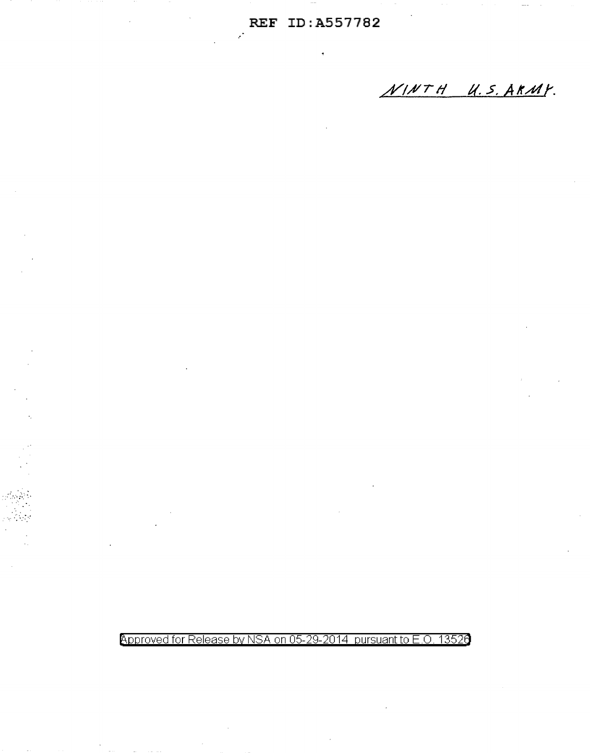NINTH U.S. ARMY.

Approved for Release by NSA on 05-29-2014 pursuant to E.O. 13526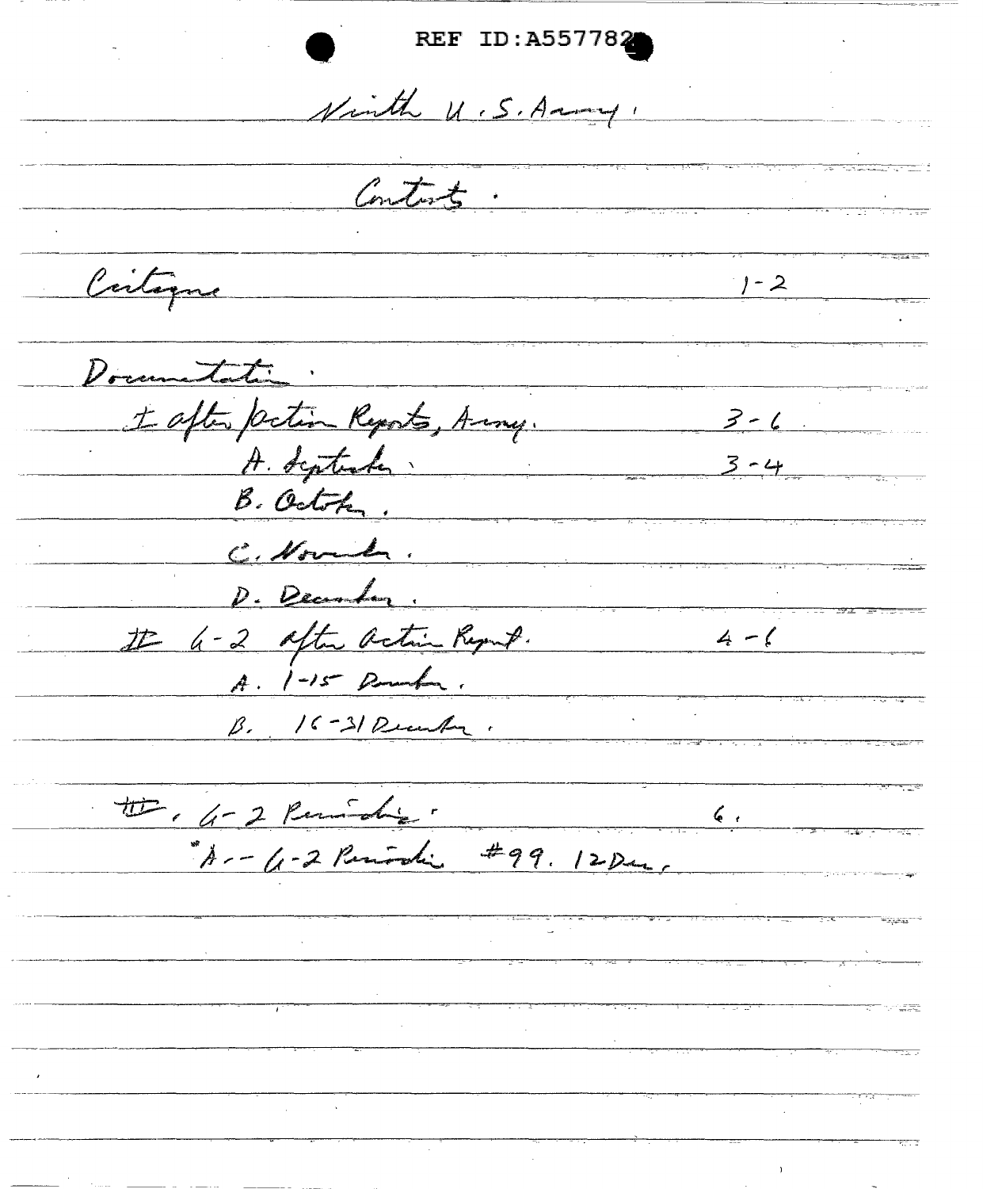REF ID:A557782

# Ninth U.S. Army.

## Contents.

Critique — 1-2

Documentation.

I After Action Reports, Army. — 3-6

- A. September. — 3-4
- B. October.
- C. November.
- D. December.

II G-2 After Action Report. — 4-6

- A. 1-15 December.
- B. 16-31 December.

III. G-2 Periodic. — 6.

- "A -- G-2 Periodic #99. 12 Dec.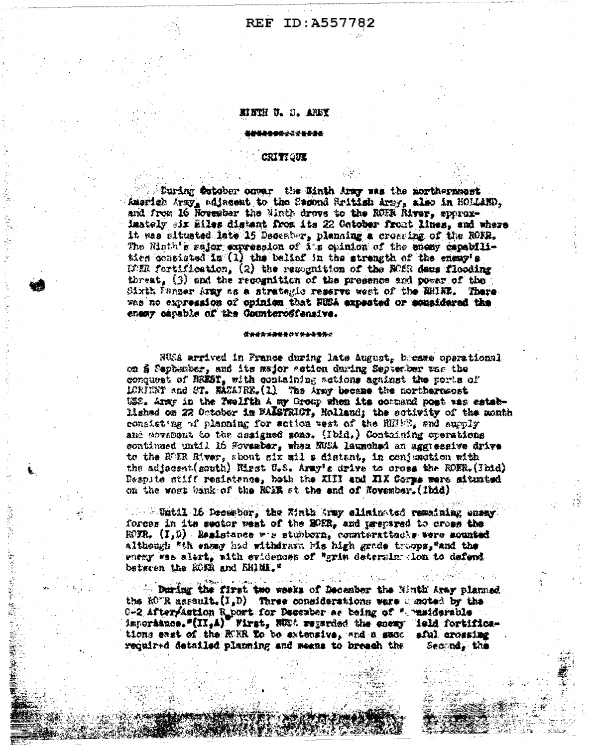NINTH U. S. ARMY

##############

CRITIQUE

During October onward the Ninth Army was the northernmost American Army, adjacent to the Second British Army, also in HOLLAND, and from 16 November the Ninth drove to the ROER River, approximately six Miles distant from its 22 October front lines, and where it was situated late 15 December, planning a crossing of the ROER. The Ninth's major expression of it's opinion of the enemy capabilities consisted in (1) the belief in the strength of the enemy's ROER fortification, (2) the recognition of the ROER dams flooding threat, (3) and the recognition of the presence and power of the Sixth Panzer Army as a strategic reserve west of the RHINE. There was no expression of opinion that NUSA expected or considered the enemy capable of the Counteroffensive.

###############

NUSA arrived in France during late August, became operational on 5 September, and its major action during September was the conquest of BREST, with containing actions against the ports of LORIENT and ST. NAZAIRE.(1) The Army became the northernmost USA. Army in the Twelfth Army Group when its command post was established on 22 October in MAASTRICT, Holland; the activity of the month consisting of planning for action west of the RHINE, and supply and movement to the assigned zone. (Ibid.) Containing operations continued until 16 November, when NUSA launched an aggressive drive to the ROER River, about six miles distant, in conjunction with the adjacent(south) First U.S. Army's drive to cross the ROER.(Ibid) Despite stiff resistance, both the XIII and XIX Corps were situated on the west bank of the ROER at the end of November.(Ibid)

Until 16 December, the Ninth Army eliminated remaining enemy forces in its sector west of the ROER, and prepared to cross the ROER. (I,D) Resistance was stubborn, counterattacks were mounted although "the enemy had withdrawn his high grade troops,"and the enemy was alert, with evidences of "grim determination to defend between the ROER and RHINE."

During the first two weeks of December the Ninth Army planned the ROER assault.(I,D) Three considerations were denoted by the G-2 After/Action Report for December as being of "considerable importance."(II,A) First, NUSA regarded the enemy field fortifications east of the ROER to be extensive, and a successful crossing required detailed planning and means to breach them. Second, the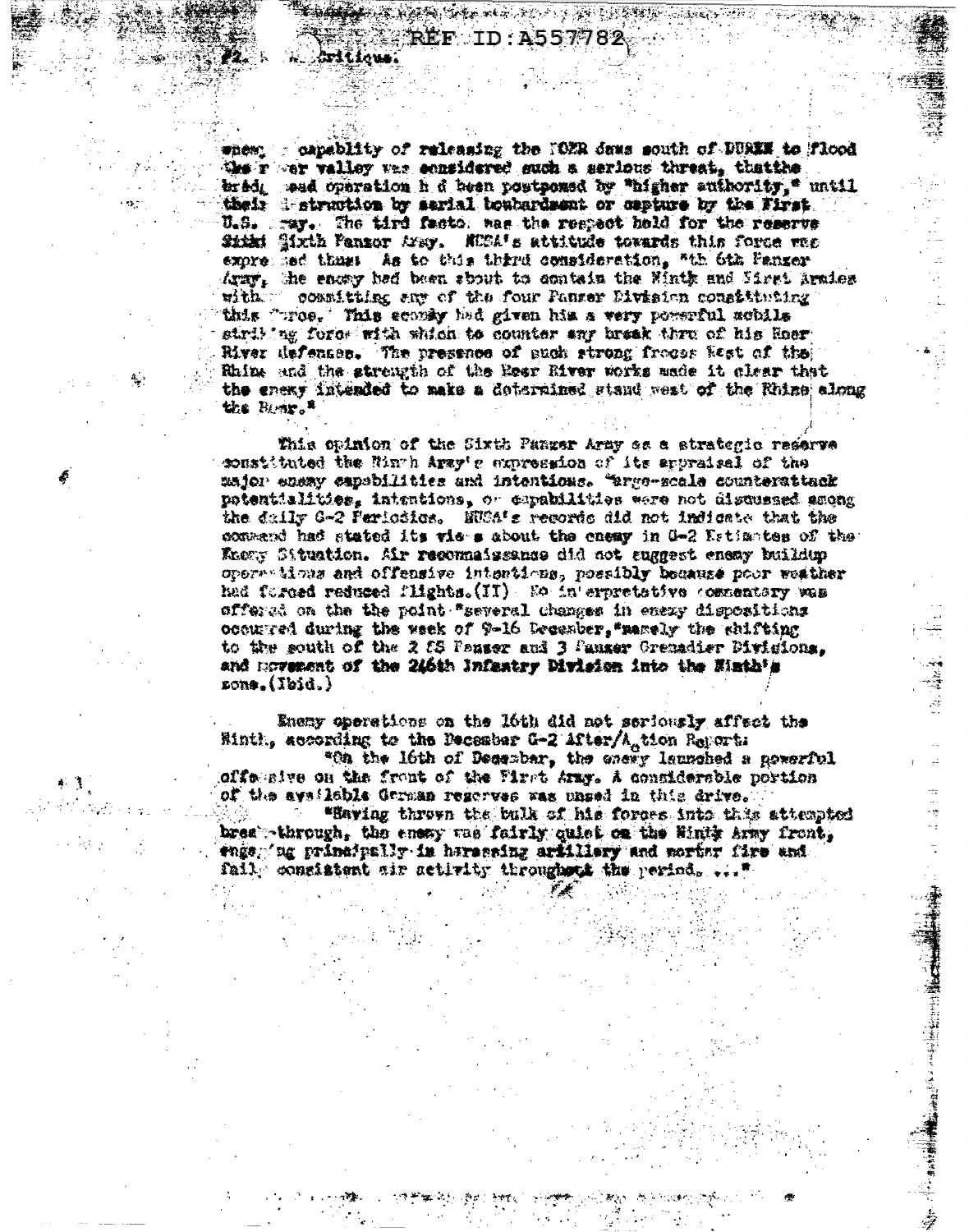REF ID:A557782

F2. ... Critique:

enemy capablity of releasing the ROER dams south of DUREN to flood the river valley was considered such a serious threat, thatthe bridgehead operation had been postponed by "higher authority," until their destruction by aerial bombardment or capture by the First U.S. Army. The third factor was the respect held for the reserve Sixth Panzer Army. NUSA's attitude towards this force was expressed thus: As to this third consideration, "the 6th Panzer Army, the enemy had been about to contain the Ninth and First Armies without committing any of the four Panzer Division constituting this force. This economy had given him a very powerful mobile striking force with which to counter any break thru of his Roer River defenses. The presence of such strong forces West of the Rhine and the strength of the Roer River works made it clear that the enemy intended to make a determined stand west of the Rhine along the Roer."

This opinion of the Sixth Panzer Army as a strategic reserve constituted the Ninth Army's expression of its appraisal of the major enemy capabilities and intentions. Large-scale counterattack potentialities, intentions, or capabilities were not discussed among the daily G-2 Periodics. NUSA's records did not indicate that the command had stated its views about the enemy in G-2 Estimates of the Enemy Situation. Air reconnaissance did not suggest enemy buildup operations and offensive intentions, possibly because poor weather had forced reduced flights.(II) No interpretative commentary was offered on the the point "several changes in enemy dispositions occurred during the week of 9-16 December,"namely the shifting to the south of the 2 SS Panzer and 3 Panzer Grenadier Divisions, and movement of the 246th Infantry Division into the Ninth's zone.(Ibid.)

Enemy operations on the 16th did not seriously affect the Ninth, according to the December G-2 After/Action Report:

"On the 16th of December, the enemy launched a powerful offensive on the front of the First Army. A considerable portion of the available German reserves was used in this drive.

"Having thrown the bulk of his forces into this attempted break-through, the enemy was fairly quiet on the Ninth Army front, engaging principally in harassing artillery and mortar fire and fairly consistent air activity throughout the period. ..."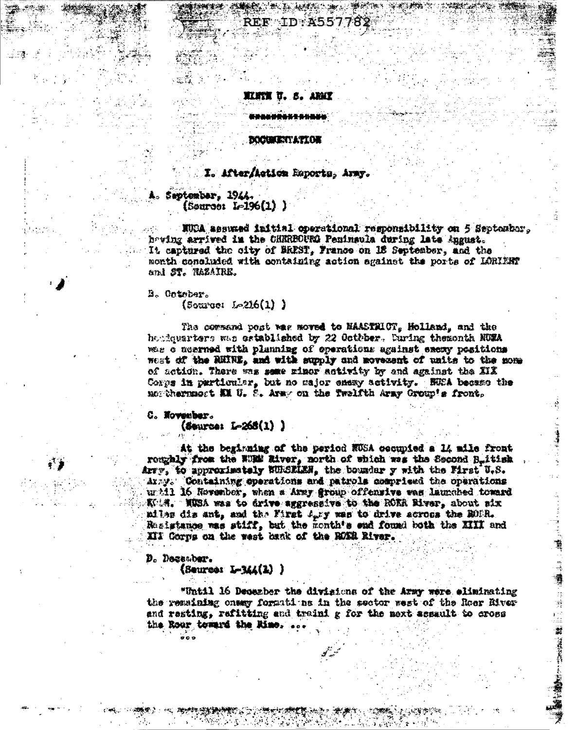REF ID:A557782

# NINTH U. S. ARMY

**DOCUMENTATION**

## I. After/Action Reports, Army.

A. September, 1944.
(Source: L-196(1) )

NUSA assumed initial operational responsibility on 5 September, having arrived in the CHERBOURG Peninsula during late August. It captured the city of BREST, France on 18 September, and the month concluded with containing action against the ports of LORIENT and ST. NAZAIRE.

B. October.
(Source: L-216(1) )

The command post was moved to MAASTRICT, Holland, and the headquarters was established by 22 October. During themonth NUSA was concerned with planning of operations against enemy positions west of the RHINE, and with supply and movement of units to the zone of action. There was some minor activity by and against the XIX Corps in particular, but no major enemy activity. NUSA became the northernmost U. S. Army on the Twelfth Army Group's front.

C. November.
(Source: L-268(1) )

At the beginning of the period NUSA occupied a 14 mile front roughly from the WURM River, north of which was the Second British Army, to approximately WURSELEN, the boundar y with the First U.S. Army. Containing operations and patrols comprised the operations until 16 November, when a Army Group offensive was launched toward KOLN. NUSA was to drive aggressive to the ROER River, about six miles dis ant, and the First Army was to drive across the ROER. Resistance was stiff, but the month's end found both the XIII and XIX Corps on the west bank of the ROER River.

D. December.
(Source: L-344(1) )

"Until 16 December the divisions of the Army were eliminating the remaining enemy formati ns in the sector west of the Roer River and resting, refitting and traini g for the next assault to cross the Roer toward the Rine. ...

ooo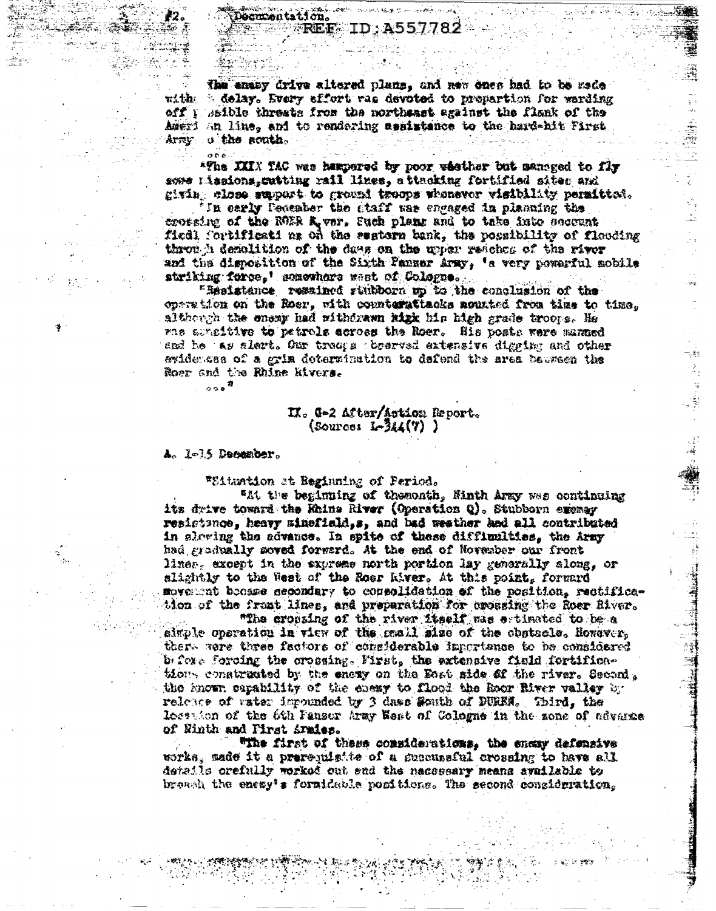#2. Documentation.

REF ID: A557782

The enemy drive altered plans, and new ones had to be made without delay. Every effort was devoted to preparation for warding off possible threats from the northeast against the flank of the American line, and to rendering assistance to the hard-hit First Army to the south.

...

"The XXIX TAC was hampered by poor weather but managed to fly some missions, cutting rail lines, attacking fortified sites and giving close support to ground troops whenever visibility permitted.

"In early December the staff was engaged in planning the crossing of the ROER River. Such plans had to take into account field fortifications on the eastern bank, the possibility of flooding through demolition of the dams on the upper reaches of the river and the disposition of the Sixth Panzer Army, 'a very powerful mobile striking force,' somewhere west of Cologne.

"Resistance remained stubborn up to the conclusion of the operation on the Roer, with counterattacks mounted from time to time, although the enemy had withdrawn ~~high~~ his high grade troops. He was sensitive to patrols across the Roer. His posts were manned and he was alert. Our troops observed extensive digging and other evidences of a grim determination to defend the area between the Roer and the Rhine Rivers.

..."

## II. G-2 After/Action Report.
(Source: L-344(7) )

### A. 1-15 December.

"Situation at Beginning of Period.

"At the beginning of the month, Ninth Army was continuing its drive toward the Rhine River (Operation Q). Stubborn enemy resistance, heavy minefield,s, and bad weather had all contributed in slowing the advance. In spite of these difficulties, the Army had gradually moved forward. At the end of November our front lines, except in the extreme north portion lay generally along, or slightly to the West of the Roer River. At this point, forward movement became secondary to consolidation of the position, rectification of the front lines, and preparation for crossing the Roer River.

"The crossing of the river itself was estimated to be a simple operation in view of the small size of the obstacle. However, there were three factors of considerable importance to be considered before forcing the crossing. First, the extensive field fortifications constructed by the enemy on the East side of the river. Second, the known capability of the enemy to flood the Roer River valley by release of water impounded by 3 dams South of DUREN. Third, the location of the 6th Panzer Army West of Cologne in the zone of advance of Ninth and First Armies.

"The first of these considerations, the enemy defensive works, made it a prerequisite of a successful crossing to have all details crefully worked out and the necessary means available to breach the enemy's formidable positions. The second consideration,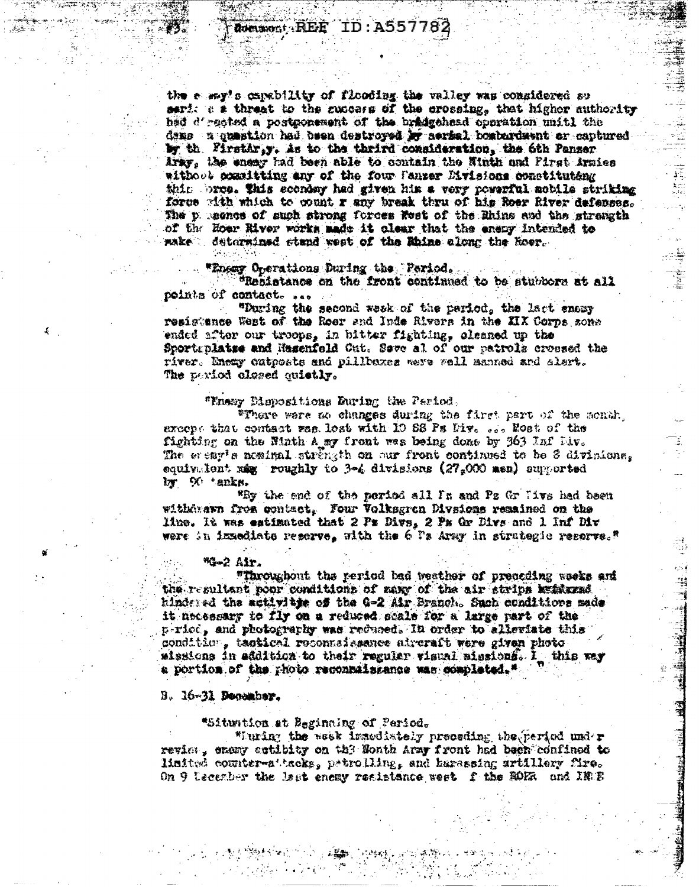the enemy's capability of flooding the valley was considered so serious a threat to the success of the crossing, that higher authority had directed a postponement of the bridgehead operation until the dams in question had been destroyed by aerial bombardment or captured by the First Army. As to the third consideration, the 6th Panzer Army, the enemy had been able to contain the Ninth and First Armies without committing any of the four Panzer Divisions constituting this force. This economy had given him a very powerful mobile striking force with which to count r any break thru of his Roer River defenses. The presence of such strong forces West of the Rhine and the strength of the Roer River works made it clear that the enemy intended to make a determined stand west of the Rhine along the Roer.

"Enemy Operations During the Period.

"Resistance on the front continued to be stubborn at all points of contact. ...

"During the second week of the period, the last enemy resistance West of the Roer and Inde Rivers in the XIX Corps zone ended after our troops, in bitter fighting, cleaned up the Sportplatze and Hasenfeld Gut. Several of our patrols crossed the river. Enemy outposts and pillboxes were well manned and alert. The period closed quietly.

"Enemy Dispositions During the Period.

"There were no changes during the first part of the month, except that contact was lost with 10 SS Pz Div. ... Most of the fighting on the Ninth Army front was being done by 363 Inf Div. The enemy's nominal strength on our front continued to be 8 divisions, equivalent roughly to 3-4 divisions (27,000 men) supported by 90 tanks.

"By the end of the period all Pz and Pz Gr Divs had been withdrawn from contact. Four Volksgren Divisions remained on the line. It was estimated that 2 Pz Divs, 2 Pz Gr Divs and 1 Inf Div were in immediate reserve, with the 6 Pz Army in strategic reserve."

"G-2 Air.

"Throughout the period bad weather of preceding weeks and the resultant poor conditions of many of the air strips hindered the activities of the G-2 Air Branch. Such conditions made it necessary to fly on a reduced scale for a large part of the period, and photography was reduced. In order to alleviate this condition, tactical reconnaissance aircraft were given photo missions in addition to their regular visual missions. In this way a portion of the photo reconnaissance was completed."

B. 16-31 December.

"Situation at Beginning of Period.

"During the week immediately preceding the period under review, enemy activity on the Ninth Army front had been confined to limited counter-attacks, patrolling, and harassing artillery fire. On 9 December the last enemy resistance west of the ROER and INDE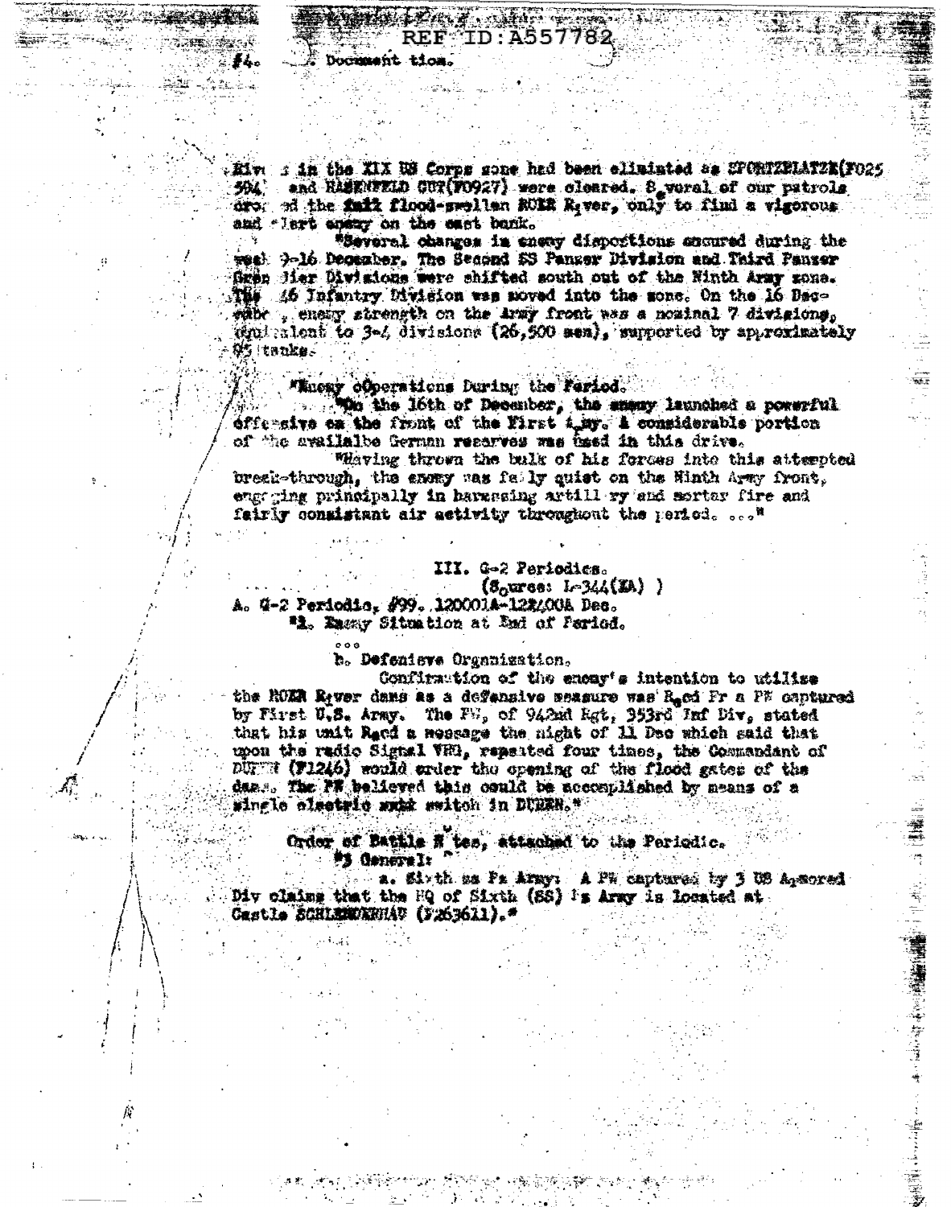REF ID:A557782

4. ... Document tion.

Riv s in the XIX US Corps zone had been eliminated as SPORTZPLATZE(F025 594) and HASENFELD GUT(F0927) were cleared. Several of our patrols crossed the flood-swollen ROER River, only to find a vigorous and alert enemy on the east bank.

"Several changes in enemy dispositions occured during the week 9-16 December. The Second SS Panzer Division and Third Panzer Grenadier Divisions were shifted south out of the Ninth Army zone. The 46 Infantry Division was moved into the zone. On the 16 December, enemy strength on the Army front was a nominal 7 divisions, equivalent to 3-4 divisions (26,500 men), supported by approximately 95 tanks.

"Enemy Operations During the Period.

"On the 16th of December, the enemy launched a powerful offensive on the front of the First Army. A considerable portion of the availalbe German reserves was used in this drive.

"Having thrown the bulk of his forces into this attempted break-through, the enemy was fairly quiet on the Ninth Army front, engaging principally in harassing artillery and mortar fire and fairly consistant air activity throughout the period. ..."

III. G-2 Periodics.
(Source: L-344(XA) )

A. G-2 Periodic, #99. 120001A-122400A Dec.

"1. Enemy Situation at End of Period.

...

b. Defensive Organization.

Confirmation of the enemy's intention to utilize the ROER River dams as a defensive measure was Recd Fr a PW captured by First U.S. Army. The PW, of 942nd Rgt, 353rd Inf Div, stated that his unit Recd a message the night of 11 Dec which said that upon the radio Signal VHH, repeated four times, the Commandant of DUREN (F1246) would order the opening of the flood gates of the dams. The PW believed this could be accomplished by means of a single electric switch in DUREN."

Order of Battle Notes, attached to the Periodic.

"3 General:

a. Sixth SS Pz Army: A PW captured by 3 US Armored Div claims that the HQ of Sixth (SS) Pz Army is located at Castle SCHLEMMERHAU (F263611)."